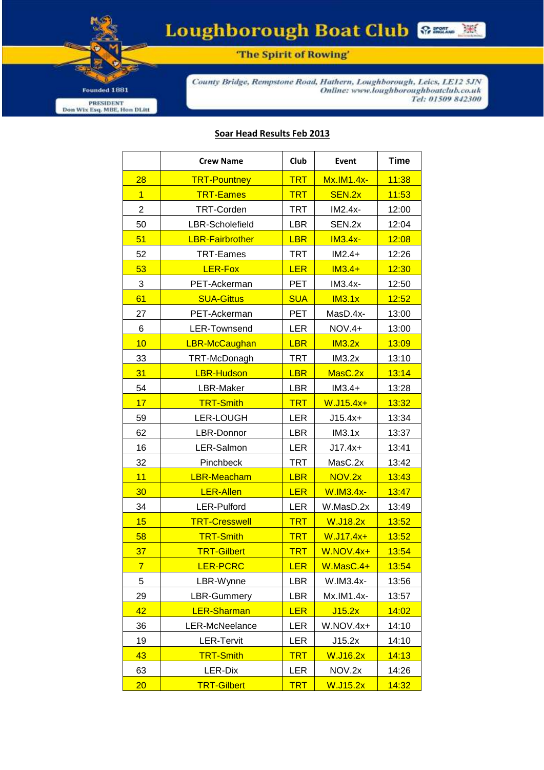# Loughborough Boat Club

'The Spirit of Rowing'

Founded 1881

PRESIDENT
Don Wix Esq. MBE, Hon DLitt

*County Bridge, Rempstone Road, Hathern, Loughborough, Leics, LE12 5JN*
*Online: www.loughboroughboatclub.co.uk*
*Tel: 01509 842300*

## Soar Head Results Feb 2013

| | Crew Name | Club | Event | Time |
|---|---|---|---|---|
| 28 | TRT-Pountney | TRT | Mx.IM1.4x- | 11:38 |
| 1 | TRT-Eames | TRT | SEN.2x | 11:53 |
| 2 | TRT-Corden | TRT | IM2.4x- | 12:00 |
| 50 | LBR-Scholefield | LBR | SEN.2x | 12:04 |
| 51 | LBR-Fairbrother | LBR | IM3.4x- | 12:08 |
| 52 | TRT-Eames | TRT | IM2.4+ | 12:26 |
| 53 | LER-Fox | LER | IM3.4+ | 12:30 |
| 3 | PET-Ackerman | PET | IM3.4x- | 12:50 |
| 61 | SUA-Gittus | SUA | IM3.1x | 12:52 |
| 27 | PET-Ackerman | PET | MasD.4x- | 13:00 |
| 6 | LER-Townsend | LER | NOV.4+ | 13:00 |
| 10 | LBR-McCaughan | LBR | IM3.2x | 13:09 |
| 33 | TRT-McDonagh | TRT | IM3.2x | 13:10 |
| 31 | LBR-Hudson | LBR | MasC.2x | 13:14 |
| 54 | LBR-Maker | LBR | IM3.4+ | 13:28 |
| 17 | TRT-Smith | TRT | W.J15.4x+ | 13:32 |
| 59 | LER-LOUGH | LER | J15.4x+ | 13:34 |
| 62 | LBR-Donnor | LBR | IM3.1x | 13:37 |
| 16 | LER-Salmon | LER | J17.4x+ | 13:41 |
| 32 | Pinchbeck | TRT | MasC.2x | 13:42 |
| 11 | LBR-Meacham | LBR | NOV.2x | 13:43 |
| 30 | LER-Allen | LER | W.IM3.4x- | 13:47 |
| 34 | LER-Pulford | LER | W.MasD.2x | 13:49 |
| 15 | TRT-Cresswell | TRT | W.J18.2x | 13:52 |
| 58 | TRT-Smith | TRT | W.J17.4x+ | 13:52 |
| 37 | TRT-Gilbert | TRT | W.NOV.4x+ | 13:54 |
| 7 | LER-PCRC | LER | W.MasC.4+ | 13:54 |
| 5 | LBR-Wynne | LBR | W.IM3.4x- | 13:56 |
| 29 | LBR-Gummery | LBR | Mx.IM1.4x- | 13:57 |
| 42 | LER-Sharman | LER | J15.2x | 14:02 |
| 36 | LER-McNeelance | LER | W.NOV.4x+ | 14:10 |
| 19 | LER-Tervit | LER | J15.2x | 14:10 |
| 43 | TRT-Smith | TRT | W.J16.2x | 14:13 |
| 63 | LER-Dix | LER | NOV.2x | 14:26 |
| 20 | TRT-Gilbert | TRT | W.J15.2x | 14:32 |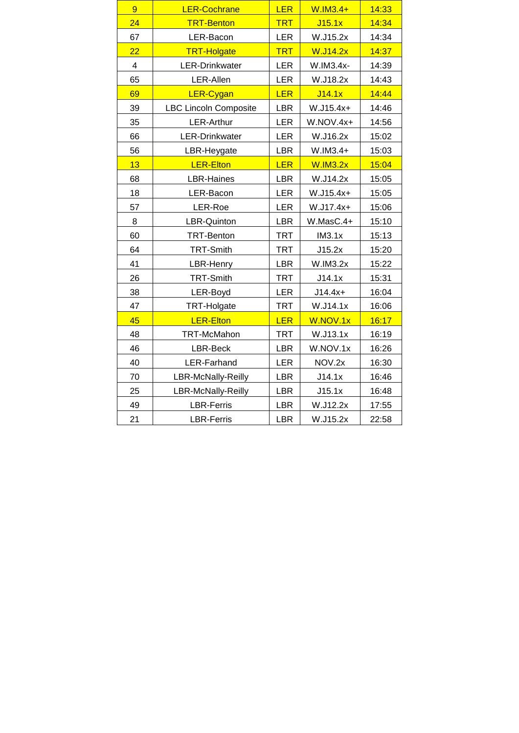| | | | | |
|---|---|---|---|---|
| 9 | LER-Cochrane | LER | W.IM3.4+ | 14:33 |
| 24 | TRT-Benton | TRT | J15.1x | 14:34 |
| 67 | LER-Bacon | LER | W.J15.2x | 14:34 |
| 22 | TRT-Holgate | TRT | W.J14.2x | 14:37 |
| 4 | LER-Drinkwater | LER | W.IM3.4x- | 14:39 |
| 65 | LER-Allen | LER | W.J18.2x | 14:43 |
| 69 | LER-Cygan | LER | J14.1x | 14:44 |
| 39 | LBC Lincoln Composite | LBR | W.J15.4x+ | 14:46 |
| 35 | LER-Arthur | LER | W.NOV.4x+ | 14:56 |
| 66 | LER-Drinkwater | LER | W.J16.2x | 15:02 |
| 56 | LBR-Heygate | LBR | W.IM3.4+ | 15:03 |
| 13 | LER-Elton | LER | W.IM3.2x | 15:04 |
| 68 | LBR-Haines | LBR | W.J14.2x | 15:05 |
| 18 | LER-Bacon | LER | W.J15.4x+ | 15:05 |
| 57 | LER-Roe | LER | W.J17.4x+ | 15:06 |
| 8 | LBR-Quinton | LBR | W.MasC.4+ | 15:10 |
| 60 | TRT-Benton | TRT | IM3.1x | 15:13 |
| 64 | TRT-Smith | TRT | J15.2x | 15:20 |
| 41 | LBR-Henry | LBR | W.IM3.2x | 15:22 |
| 26 | TRT-Smith | TRT | J14.1x | 15:31 |
| 38 | LER-Boyd | LER | J14.4x+ | 16:04 |
| 47 | TRT-Holgate | TRT | W.J14.1x | 16:06 |
| 45 | LER-Elton | LER | W.NOV.1x | 16:17 |
| 48 | TRT-McMahon | TRT | W.J13.1x | 16:19 |
| 46 | LBR-Beck | LBR | W.NOV.1x | 16:26 |
| 40 | LER-Farhand | LER | NOV.2x | 16:30 |
| 70 | LBR-McNally-Reilly | LBR | J14.1x | 16:46 |
| 25 | LBR-McNally-Reilly | LBR | J15.1x | 16:48 |
| 49 | LBR-Ferris | LBR | W.J12.2x | 17:55 |
| 21 | LBR-Ferris | LBR | W.J15.2x | 22:58 |